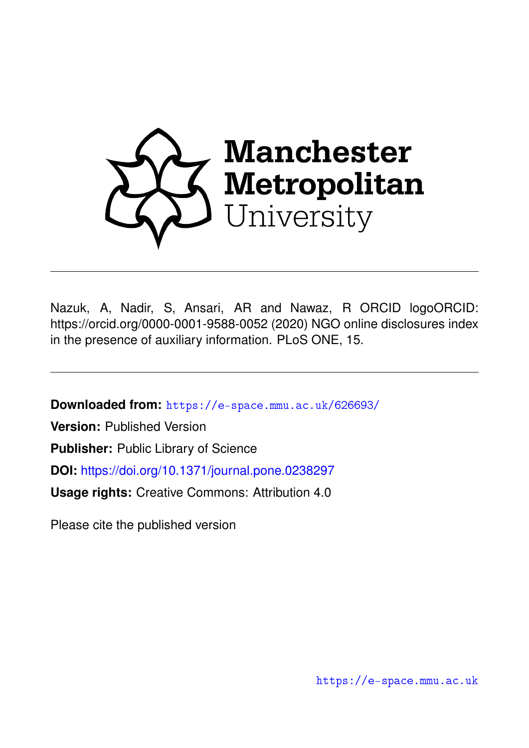Manchester Metropolitan University

Nazuk, A, Nadir, S, Ansari, AR and Nawaz, R ORCID logoORCID: https://orcid.org/0000-0001-9588-0052 (2020) NGO online disclosures index in the presence of auxiliary information. PLoS ONE, 15.

**Downloaded from:** https://e-space.mmu.ac.uk/626693/

**Version:** Published Version

**Publisher:** Public Library of Science

**DOI:** https://doi.org/10.1371/journal.pone.0238297

**Usage rights:** Creative Commons: Attribution 4.0

Please cite the published version

https://e-space.mmu.ac.uk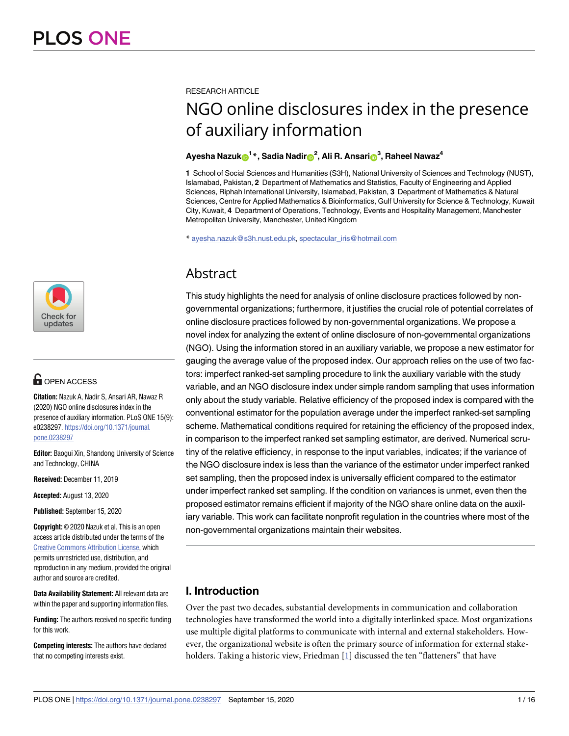# NGO online disclosures index in the presence of auxiliary information

**Ayesha Nazuk[1]*, Sadia Nadir[2], Ali R. Ansari[3], Raheel Nawaz[4]**

**1** School of Social Sciences and Humanities (S3H), National University of Sciences and Technology (NUST), Islamabad, Pakistan, **2** Department of Mathematics and Statistics, Faculty of Engineering and Applied Sciences, Riphah International University, Islamabad, Pakistan, **3** Department of Mathematics & Natural Sciences, Centre for Applied Mathematics & Bioinformatics, Gulf University for Science & Technology, Kuwait City, Kuwait, **4** Department of Operations, Technology, Events and Hospitality Management, Manchester Metropolitan University, Manchester, United Kingdom

* ayesha.nazuk@s3h.nust.edu.pk, spectacular_iris@hotmail.com

OPEN ACCESS

**Citation:** Nazuk A, Nadir S, Ansari AR, Nawaz R (2020) NGO online disclosures index in the presence of auxiliary information. PLoS ONE 15(9): e0238297. https://doi.org/10.1371/journal.pone.0238297

**Editor:** Baogui Xin, Shandong University of Science and Technology, CHINA

**Received:** December 11, 2019

**Accepted:** August 13, 2020

**Published:** September 15, 2020

**Copyright:** © 2020 Nazuk et al. This is an open access article distributed under the terms of the Creative Commons Attribution License, which permits unrestricted use, distribution, and reproduction in any medium, provided the original author and source are credited.

**Data Availability Statement:** All relevant data are within the paper and supporting information files.

**Funding:** The authors received no specific funding for this work.

**Competing interests:** The authors have declared that no competing interests exist.

## Abstract

This study highlights the need for analysis of online disclosure practices followed by non-governmental organizations; furthermore, it justifies the crucial role of potential correlates of online disclosure practices followed by non-governmental organizations. We propose a novel index for analyzing the extent of online disclosure of non-governmental organizations (NGO). Using the information stored in an auxiliary variable, we propose a new estimator for gauging the average value of the proposed index. Our approach relies on the use of two factors: imperfect ranked-set sampling procedure to link the auxiliary variable with the study variable, and an NGO disclosure index under simple random sampling that uses information only about the study variable. Relative efficiency of the proposed index is compared with the conventional estimator for the population average under the imperfect ranked-set sampling scheme. Mathematical conditions required for retaining the efficiency of the proposed index, in comparison to the imperfect ranked set sampling estimator, are derived. Numerical scrutiny of the relative efficiency, in response to the input variables, indicates; if the variance of the NGO disclosure index is less than the variance of the estimator under imperfect ranked set sampling, then the proposed index is universally efficient compared to the estimator under imperfect ranked set sampling. If the condition on variances is unmet, even then the proposed estimator remains efficient if majority of the NGO share online data on the auxiliary variable. This work can facilitate nonprofit regulation in the countries where most of the non-governmental organizations maintain their websites.

## I. Introduction

Over the past two decades, substantial developments in communication and collaboration technologies have transformed the world into a digitally interlinked space. Most organizations use multiple digital platforms to communicate with internal and external stakeholders. However, the organizational website is often the primary source of information for external stakeholders. Taking a historic view, Friedman [1] discussed the ten "flatteners" that have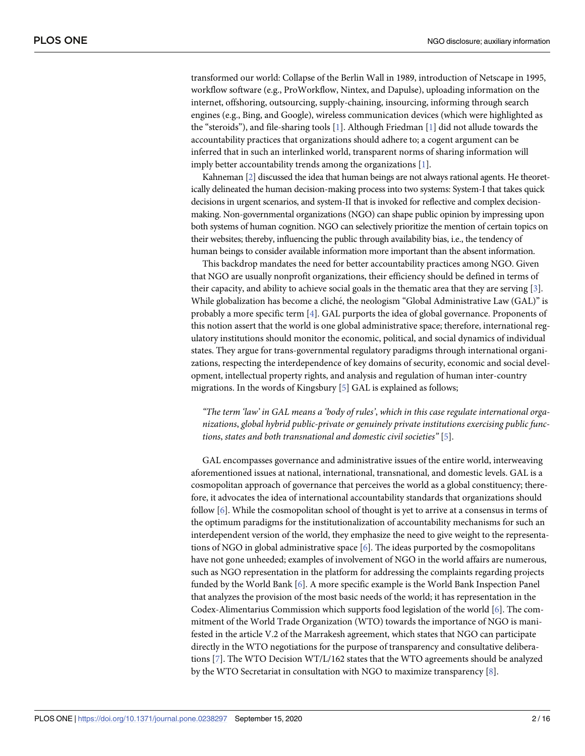transformed our world: Collapse of the Berlin Wall in 1989, introduction of Netscape in 1995, workflow software (e.g., ProWorkflow, Nintex, and Dapulse), uploading information on the internet, offshoring, outsourcing, supply-chaining, insourcing, informing through search engines (e.g., Bing, and Google), wireless communication devices (which were highlighted as the "steroids"), and file-sharing tools [1]. Although Friedman [1] did not allude towards the accountability practices that organizations should adhere to; a cogent argument can be inferred that in such an interlinked world, transparent norms of sharing information will imply better accountability trends among the organizations [1].

Kahneman [2] discussed the idea that human beings are not always rational agents. He theoretically delineated the human decision-making process into two systems: System-I that takes quick decisions in urgent scenarios, and system-II that is invoked for reflective and complex decision-making. Non-governmental organizations (NGO) can shape public opinion by impressing upon both systems of human cognition. NGO can selectively prioritize the mention of certain topics on their websites; thereby, influencing the public through availability bias, i.e., the tendency of human beings to consider available information more important than the absent information.

This backdrop mandates the need for better accountability practices among NGO. Given that NGO are usually nonprofit organizations, their efficiency should be defined in terms of their capacity, and ability to achieve social goals in the thematic area that they are serving [3]. While globalization has become a cliché, the neologism "Global Administrative Law (GAL)" is probably a more specific term [4]. GAL purports the idea of global governance. Proponents of this notion assert that the world is one global administrative space; therefore, international regulatory institutions should monitor the economic, political, and social dynamics of individual states. They argue for trans-governmental regulatory paradigms through international organizations, respecting the interdependence of key domains of security, economic and social development, intellectual property rights, and analysis and regulation of human inter-country migrations. In the words of Kingsbury [5] GAL is explained as follows;

> *"The term 'law' in GAL means a 'body of rules', which in this case regulate international organizations, global hybrid public-private or genuinely private institutions exercising public functions, states and both transnational and domestic civil societies"* [5].

GAL encompasses governance and administrative issues of the entire world, interweaving aforementioned issues at national, international, transnational, and domestic levels. GAL is a cosmopolitan approach of governance that perceives the world as a global constituency; therefore, it advocates the idea of international accountability standards that organizations should follow [6]. While the cosmopolitan school of thought is yet to arrive at a consensus in terms of the optimum paradigms for the institutionalization of accountability mechanisms for such an interdependent version of the world, they emphasize the need to give weight to the representations of NGO in global administrative space [6]. The ideas purported by the cosmopolitans have not gone unheeded; examples of involvement of NGO in the world affairs are numerous, such as NGO representation in the platform for addressing the complaints regarding projects funded by the World Bank [6]. A more specific example is the World Bank Inspection Panel that analyzes the provision of the most basic needs of the world; it has representation in the Codex-Alimentarius Commission which supports food legislation of the world [6]. The commitment of the World Trade Organization (WTO) towards the importance of NGO is manifested in the article V.2 of the Marrakesh agreement, which states that NGO can participate directly in the WTO negotiations for the purpose of transparency and consultative deliberations [7]. The WTO Decision WT/L/162 states that the WTO agreements should be analyzed by the WTO Secretariat in consultation with NGO to maximize transparency [8].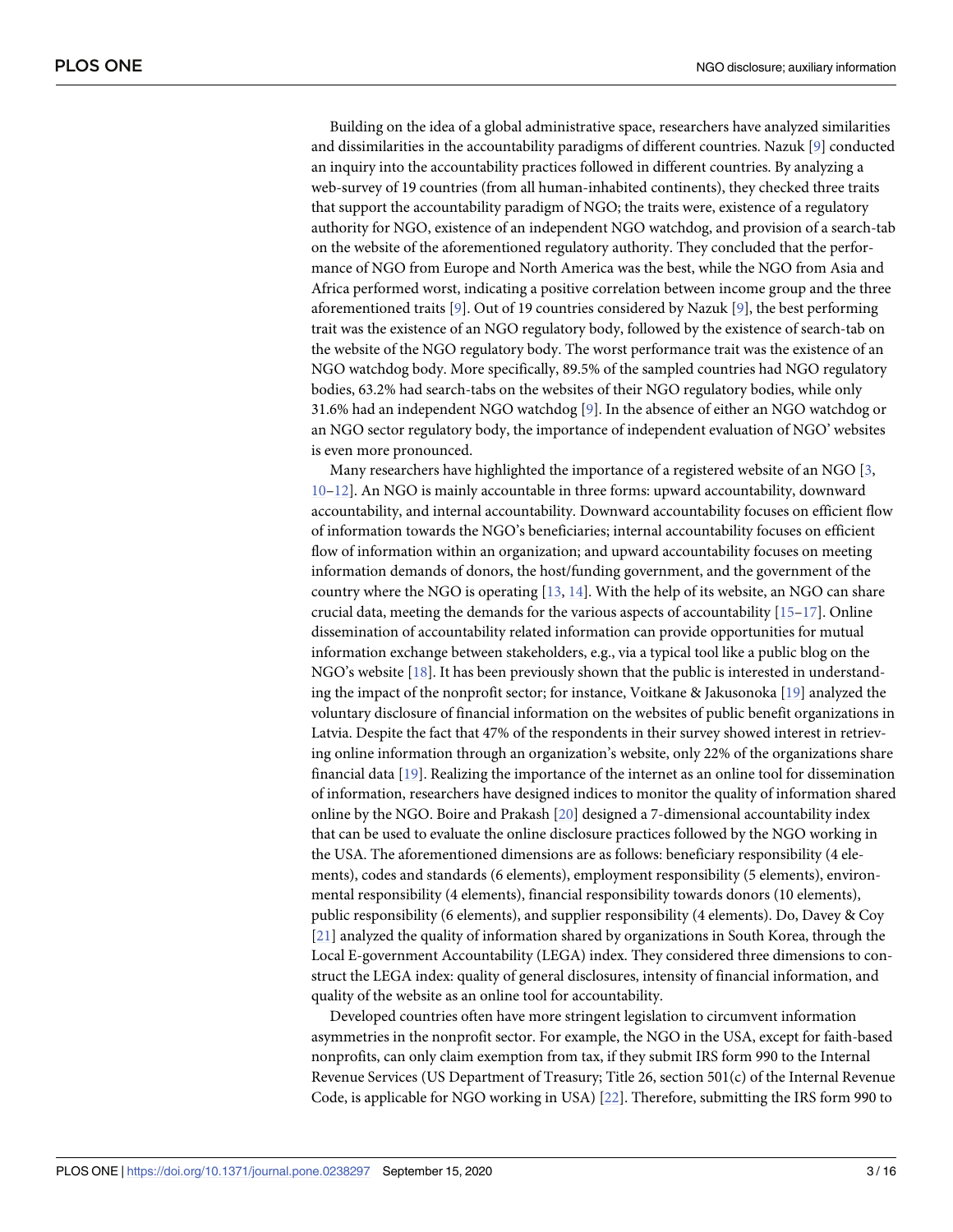Building on the idea of a global administrative space, researchers have analyzed similarities and dissimilarities in the accountability paradigms of different countries. Nazuk [9] conducted an inquiry into the accountability practices followed in different countries. By analyzing a web-survey of 19 countries (from all human-inhabited continents), they checked three traits that support the accountability paradigm of NGO; the traits were, existence of a regulatory authority for NGO, existence of an independent NGO watchdog, and provision of a search-tab on the website of the aforementioned regulatory authority. They concluded that the performance of NGO from Europe and North America was the best, while the NGO from Asia and Africa performed worst, indicating a positive correlation between income group and the three aforementioned traits [9]. Out of 19 countries considered by Nazuk [9], the best performing trait was the existence of an NGO regulatory body, followed by the existence of search-tab on the website of the NGO regulatory body. The worst performance trait was the existence of an NGO watchdog body. More specifically, 89.5% of the sampled countries had NGO regulatory bodies, 63.2% had search-tabs on the websites of their NGO regulatory bodies, while only 31.6% had an independent NGO watchdog [9]. In the absence of either an NGO watchdog or an NGO sector regulatory body, the importance of independent evaluation of NGO' websites is even more pronounced.

Many researchers have highlighted the importance of a registered website of an NGO [3, 10–12]. An NGO is mainly accountable in three forms: upward accountability, downward accountability, and internal accountability. Downward accountability focuses on efficient flow of information towards the NGO's beneficiaries; internal accountability focuses on efficient flow of information within an organization; and upward accountability focuses on meeting information demands of donors, the host/funding government, and the government of the country where the NGO is operating [13, 14]. With the help of its website, an NGO can share crucial data, meeting the demands for the various aspects of accountability [15–17]. Online dissemination of accountability related information can provide opportunities for mutual information exchange between stakeholders, e.g., via a typical tool like a public blog on the NGO's website [18]. It has been previously shown that the public is interested in understanding the impact of the nonprofit sector; for instance, Voitkane & Jakusonoka [19] analyzed the voluntary disclosure of financial information on the websites of public benefit organizations in Latvia. Despite the fact that 47% of the respondents in their survey showed interest in retrieving online information through an organization's website, only 22% of the organizations share financial data [19]. Realizing the importance of the internet as an online tool for dissemination of information, researchers have designed indices to monitor the quality of information shared online by the NGO. Boire and Prakash [20] designed a 7-dimensional accountability index that can be used to evaluate the online disclosure practices followed by the NGO working in the USA. The aforementioned dimensions are as follows: beneficiary responsibility (4 elements), codes and standards (6 elements), employment responsibility (5 elements), environmental responsibility (4 elements), financial responsibility towards donors (10 elements), public responsibility (6 elements), and supplier responsibility (4 elements). Do, Davey & Coy [21] analyzed the quality of information shared by organizations in South Korea, through the Local E-government Accountability (LEGA) index. They considered three dimensions to construct the LEGA index: quality of general disclosures, intensity of financial information, and quality of the website as an online tool for accountability.

Developed countries often have more stringent legislation to circumvent information asymmetries in the nonprofit sector. For example, the NGO in the USA, except for faith-based nonprofits, can only claim exemption from tax, if they submit IRS form 990 to the Internal Revenue Services (US Department of Treasury; Title 26, section 501(c) of the Internal Revenue Code, is applicable for NGO working in USA) [22]. Therefore, submitting the IRS form 990 to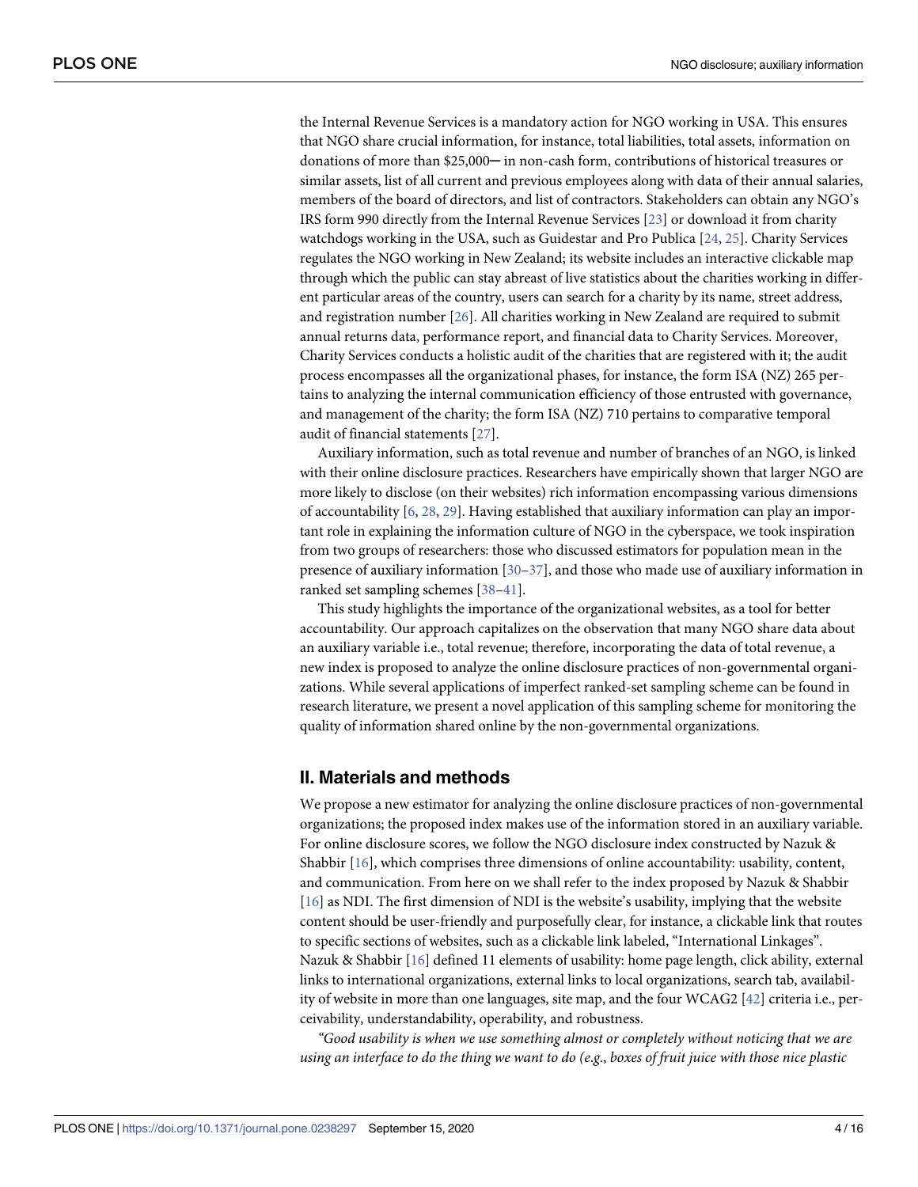the Internal Revenue Services is a mandatory action for NGO working in USA. This ensures that NGO share crucial information, for instance, total liabilities, total assets, information on donations of more than \$25,000─ in non-cash form, contributions of historical treasures or similar assets, list of all current and previous employees along with data of their annual salaries, members of the board of directors, and list of contractors. Stakeholders can obtain any NGO's IRS form 990 directly from the Internal Revenue Services [23] or download it from charity watchdogs working in the USA, such as Guidestar and Pro Publica [24, 25]. Charity Services regulates the NGO working in New Zealand; its website includes an interactive clickable map through which the public can stay abreast of live statistics about the charities working in different particular areas of the country, users can search for a charity by its name, street address, and registration number [26]. All charities working in New Zealand are required to submit annual returns data, performance report, and financial data to Charity Services. Moreover, Charity Services conducts a holistic audit of the charities that are registered with it; the audit process encompasses all the organizational phases, for instance, the form ISA (NZ) 265 pertains to analyzing the internal communication efficiency of those entrusted with governance, and management of the charity; the form ISA (NZ) 710 pertains to comparative temporal audit of financial statements [27].

Auxiliary information, such as total revenue and number of branches of an NGO, is linked with their online disclosure practices. Researchers have empirically shown that larger NGO are more likely to disclose (on their websites) rich information encompassing various dimensions of accountability [6, 28, 29]. Having established that auxiliary information can play an important role in explaining the information culture of NGO in the cyberspace, we took inspiration from two groups of researchers: those who discussed estimators for population mean in the presence of auxiliary information [30–37], and those who made use of auxiliary information in ranked set sampling schemes [38–41].

This study highlights the importance of the organizational websites, as a tool for better accountability. Our approach capitalizes on the observation that many NGO share data about an auxiliary variable i.e., total revenue; therefore, incorporating the data of total revenue, a new index is proposed to analyze the online disclosure practices of non-governmental organizations. While several applications of imperfect ranked-set sampling scheme can be found in research literature, we present a novel application of this sampling scheme for monitoring the quality of information shared online by the non-governmental organizations.

## II. Materials and methods

We propose a new estimator for analyzing the online disclosure practices of non-governmental organizations; the proposed index makes use of the information stored in an auxiliary variable. For online disclosure scores, we follow the NGO disclosure index constructed by Nazuk & Shabbir [16], which comprises three dimensions of online accountability: usability, content, and communication. From here on we shall refer to the index proposed by Nazuk & Shabbir [16] as NDI. The first dimension of NDI is the website's usability, implying that the website content should be user-friendly and purposefully clear, for instance, a clickable link that routes to specific sections of websites, such as a clickable link labeled, "International Linkages". Nazuk & Shabbir [16] defined 11 elements of usability: home page length, click ability, external links to international organizations, external links to local organizations, search tab, availability of website in more than one languages, site map, and the four WCAG2 [42] criteria i.e., perceivability, understandability, operability, and robustness.

*"Good usability is when we use something almost or completely without noticing that we are using an interface to do the thing we want to do (e.g., boxes of fruit juice with those nice plastic*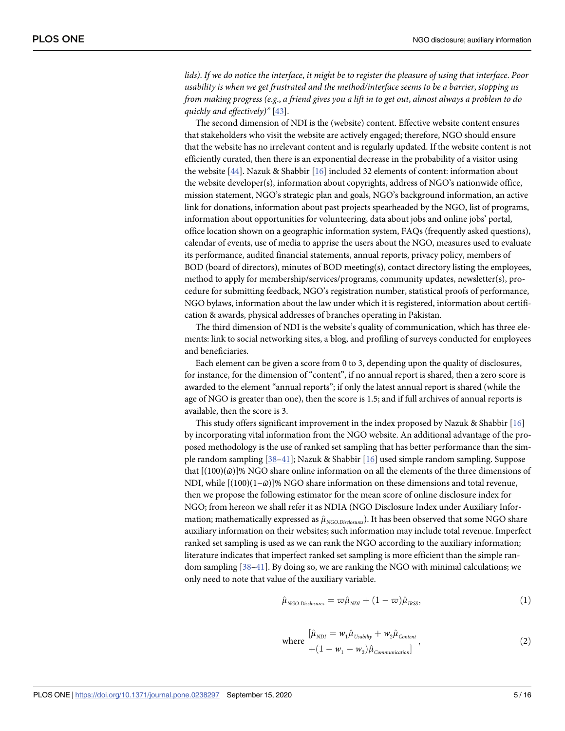*lids). If we do notice the interface, it might be to register the pleasure of using that interface. Poor usability is when we get frustrated and the method/interface seems to be a barrier, stopping us from making progress (e.g., a friend gives you a lift in to get out, almost always a problem to do quickly and effectively)"* [43].

The second dimension of NDI is the (website) content. Effective website content ensures that stakeholders who visit the website are actively engaged; therefore, NGO should ensure that the website has no irrelevant content and is regularly updated. If the website content is not efficiently curated, then there is an exponential decrease in the probability of a visitor using the website [44]. Nazuk & Shabbir [16] included 32 elements of content: information about the website developer(s), information about copyrights, address of NGO's nationwide office, mission statement, NGO's strategic plan and goals, NGO's background information, an active link for donations, information about past projects spearheaded by the NGO, list of programs, information about opportunities for volunteering, data about jobs and online jobs' portal, office location shown on a geographic information system, FAQs (frequently asked questions), calendar of events, use of media to apprise the users about the NGO, measures used to evaluate its performance, audited financial statements, annual reports, privacy policy, members of BOD (board of directors), minutes of BOD meeting(s), contact directory listing the employees, method to apply for membership/services/programs, community updates, newsletter(s), procedure for submitting feedback, NGO's registration number, statistical proofs of performance, NGO bylaws, information about the law under which it is registered, information about certification & awards, physical addresses of branches operating in Pakistan.

The third dimension of NDI is the website's quality of communication, which has three elements: link to social networking sites, a blog, and profiling of surveys conducted for employees and beneficiaries.

Each element can be given a score from 0 to 3, depending upon the quality of disclosures, for instance, for the dimension of "content", if no annual report is shared, then a zero score is awarded to the element "annual reports"; if only the latest annual report is shared (while the age of NGO is greater than one), then the score is 1.5; and if full archives of annual reports is available, then the score is 3.

This study offers significant improvement in the index proposed by Nazuk & Shabbir [16] by incorporating vital information from the NGO website. An additional advantage of the proposed methodology is the use of ranked set sampling that has better performance than the simple random sampling [38–41]; Nazuk & Shabbir [16] used simple random sampling. Suppose that $[(100)(\varpi)]\%$ NGO share online information on all the elements of the three dimensions of NDI, while $[(100)(1-\varpi)]\%$ NGO share information on these dimensions and total revenue, then we propose the following estimator for the mean score of online disclosure index for NGO; from hereon we shall refer it as NDIA (NGO Disclosure Index under Auxiliary Information; mathematically expressed as $\hat{\mu}_{NGO.Disclosures}$). It has been observed that some NGO share auxiliary information on their websites; such information may include total revenue. Imperfect ranked set sampling is used as we can rank the NGO according to the auxiliary information; literature indicates that imperfect ranked set sampling is more efficient than the simple random sampling [38–41]. By doing so, we are ranking the NGO with minimal calculations; we only need to note that value of the auxiliary variable.

$$\hat{\mu}_{NGO.Disclosures} = \varpi\hat{\mu}_{NDI} + (1-\varpi)\hat{\mu}_{IRSS}, \tag{1}$$

$$\text{where } \begin{bmatrix}\hat{\mu}_{NDI} = w_1\hat{\mu}_{Usabilty} + w_2\hat{\mu}_{Content} \\ +(1-w_1-w_2)\hat{\mu}_{Communication}\end{bmatrix}, \tag{2}$$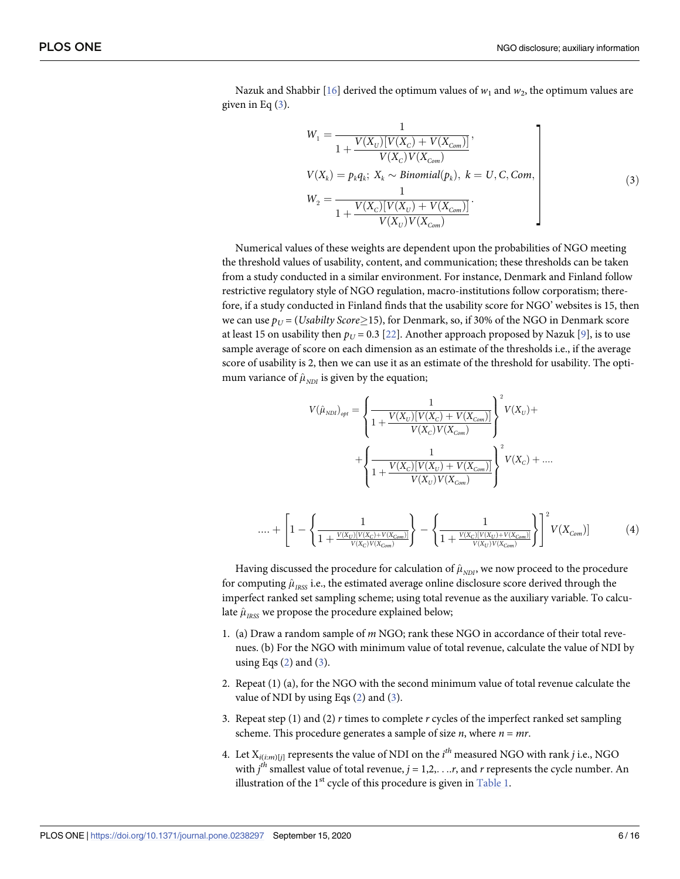Nazuk and Shabbir [16] derived the optimum values of $w_1$ and $w_2$, the optimum values are given in Eq (3).

$$\left.\begin{aligned} W_1 &= \frac{1}{1 + \dfrac{V(X_U)[V(X_C) + V(X_{Com})]}{V(X_C)V(X_{Com})}}, \\ V(X_k) &= p_k q_k;\ X_k \sim Binomial(p_k),\ k = U, C, Com, \\ W_2 &= \frac{1}{1 + \dfrac{V(X_C)[V(X_U) + V(X_{Com})]}{V(X_U)V(X_{Com})}}. \end{aligned}\right] \tag{3}$$

Numerical values of these weights are dependent upon the probabilities of NGO meeting the threshold values of usability, content, and communication; these thresholds can be taken from a study conducted in a similar environment. For instance, Denmark and Finland follow restrictive regulatory style of NGO regulation, macro-institutions follow corporatism; therefore, if a study conducted in Finland finds that the usability score for NGO' websites is 15, then we can use $p_U = (Usabilty\ Score \geq 15)$, for Denmark, so, if 30% of the NGO in Denmark score at least 15 on usability then $p_U = 0.3$ [22]. Another approach proposed by Nazuk [9], is to use sample average of score on each dimension as an estimate of the thresholds i.e., if the average score of usability is 2, then we can use it as an estimate of the threshold for usability. The optimum variance of $\hat{\mu}_{NDI}$ is given by the equation;

$$V(\hat{\mu}_{NDI})_{opt} = \left\{\frac{1}{1 + \dfrac{V(X_U)[V(X_C) + V(X_{Com})]}{V(X_C)V(X_{Com})}}\right\}^2 V(X_U) + \\ + \left\{\frac{1}{1 + \dfrac{V(X_C)[V(X_U) + V(X_{Com})]}{V(X_U)V(X_{Com})}}\right\}^2 V(X_C) + \ldots.$$

$$\ldots. + \left[1 - \left\{\frac{1}{1 + \frac{V(X_U)[V(X_C) + V(X_{Com})]}{V(X_C)V(X_{Com})}}\right\} - \left\{\frac{1}{1 + \frac{V(X_C)[V(X_U) + V(X_{Com})]}{V(X_U)V(X_{Com})}}\right\}\right]^2 V(X_{Com})] \tag{4}$$

Having discussed the procedure for calculation of $\hat{\mu}_{NDI}$, we now proceed to the procedure for computing $\hat{\mu}_{IRSS}$ i.e., the estimated average online disclosure score derived through the imperfect ranked set sampling scheme; using total revenue as the auxiliary variable. To calculate $\hat{\mu}_{IRSS}$ we propose the procedure explained below;

1. (a) Draw a random sample of $m$ NGO; rank these NGO in accordance of their total revenues. (b) For the NGO with minimum value of total revenue, calculate the value of NDI by using Eqs (2) and (3).
2. Repeat (1) (a), for the NGO with the second minimum value of total revenue calculate the value of NDI by using Eqs (2) and (3).
3. Repeat step (1) and (2) $r$ times to complete $r$ cycles of the imperfect ranked set sampling scheme. This procedure generates a sample of size $n$, where $n = mr$.
4. Let $X_{i(i:m)[j]}$ represents the value of NDI on the $i^{th}$ measured NGO with rank $j$ i.e., NGO with $j^{th}$ smallest value of total revenue, $j = 1,2,\ldots.r$, and $r$ represents the cycle number. An illustration of the 1st cycle of this procedure is given in Table 1.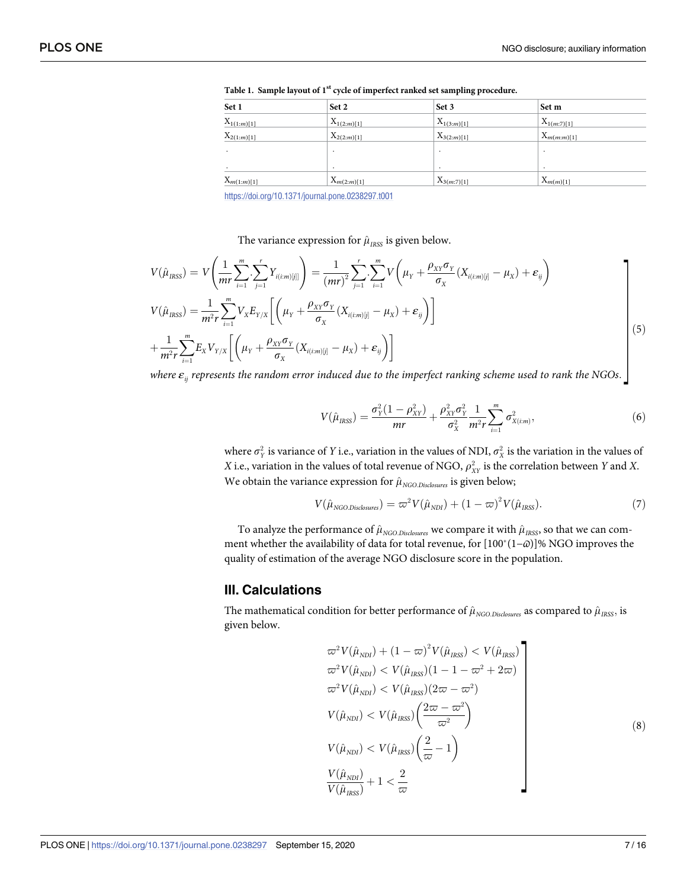**Table 1. Sample layout of 1st cycle of imperfect ranked set sampling procedure.**

| Set 1 | Set 2 | Set 3 | Set m |
|---|---|---|---|
| $X_{1(1:m)[1]}$ | $X_{1(2:m)[1]}$ | $X_{1(3:m)[1]}$ | $X_{1(m:7)[1]}$ |
| $X_{2(1:m)[1]}$ | $X_{2(2:m)[1]}$ | $X_{3(2:m)[1]}$ | $X_{m(m:m)[1]}$ |
| . | . | . | . |
| . | . | . | . |
| $X_{m(1:m)[1]}$ | $X_{m(2:m)[1]}$ | $X_{3(m:7)[1]}$ | $X_{m(m)[1]}$ |

https://doi.org/10.1371/journal.pone.0238297.t001

The variance expression for $\hat{\mu}_{IRSS}$ is given below.

$$
\left.
\begin{aligned}
V(\hat{\mu}_{IRSS}) &= V\left(\frac{1}{mr}\sum_{i=1}^{m}.\sum_{j=1}^{r}Y_{i(i:m)[j]}\right) = \frac{1}{(mr)^2}\sum_{j=1}^{r}.\sum_{i=1}^{m}V\left(\mu_Y + \frac{\rho_{XY}\sigma_Y}{\sigma_X}(X_{i(i:m)[j]} - \mu_X) + \varepsilon_{ij}\right) \\
V(\hat{\mu}_{IRSS}) &= \frac{1}{m^2 r}\sum_{i=1}^{m}V_X E_{Y/X}\left[\left(\mu_Y + \frac{\rho_{XY}\sigma_Y}{\sigma_X}(X_{i(i:m)[j]} - \mu_X) + \varepsilon_{ij}\right)\right] \\
&+ \frac{1}{m^2 r}\sum_{i=1}^{m}E_X V_{Y/X}\left[\left(\mu_Y + \frac{\rho_{XY}\sigma_Y}{\sigma_X}(X_{i(i:m)[j]} - \mu_X) + \varepsilon_{ij}\right)\right]
\end{aligned}
\right] \tag{5}
$$

*where $\varepsilon_{ij}$ represents the random error induced due to the imperfect ranking scheme used to rank the NGOs.*

$$
V(\hat{\mu}_{IRSS}) = \frac{\sigma_Y^2(1-\rho_{XY}^2)}{mr} + \frac{\rho_{XY}^2\sigma_Y^2}{\sigma_X^2}\frac{1}{m^2 r}\sum_{i=1}^{m}\sigma_{X(i:m)}^2, \tag{6}
$$

where $\sigma_Y^2$ is variance of $Y$ i.e., variation in the values of NDI, $\sigma_X^2$ is the variation in the values of $X$ i.e., variation in the values of total revenue of NGO, $\rho_{XY}^2$ is the correlation between $Y$ and $X$. We obtain the variance expression for $\hat{\mu}_{NGO.Disclosures}$ is given below;

$$
V(\hat{\mu}_{NGO.Disclosures}) = \varpi^2 V(\hat{\mu}_{NDI}) + (1-\varpi)^2 V(\hat{\mu}_{IRSS}). \tag{7}
$$

To analyze the performance of $\hat{\mu}_{NGO.Disclosures}$ we compare it with $\hat{\mu}_{IRSS}$, so that we can comment whether the availability of data for total revenue, for $[100^{*}(1-\varpi)]$% NGO improves the quality of estimation of the average NGO disclosure score in the population.

## III. Calculations

The mathematical condition for better performance of $\hat{\mu}_{NGO.Disclosures}$ as compared to $\hat{\mu}_{IRSS}$, is given below.

$$
\left.
\begin{aligned}
&\varpi^2 V(\hat{\mu}_{NDI}) + (1-\varpi)^2 V(\hat{\mu}_{IRSS}) < V(\hat{\mu}_{IRSS}) \\
&\varpi^2 V(\hat{\mu}_{NDI}) < V(\hat{\mu}_{IRSS})(1 - 1 - \varpi^2 + 2\varpi) \\
&\varpi^2 V(\hat{\mu}_{NDI}) < V(\hat{\mu}_{IRSS})(2\varpi - \varpi^2) \\
&V(\hat{\mu}_{NDI}) < V(\hat{\mu}_{IRSS})\left(\frac{2\varpi - \varpi^2}{\varpi^2}\right) \\
&V(\hat{\mu}_{NDI}) < V(\hat{\mu}_{IRSS})\left(\frac{2}{\varpi} - 1\right) \\
&\frac{V(\hat{\mu}_{NDI})}{V(\hat{\mu}_{IRSS})} + 1 < \frac{2}{\varpi}
\end{aligned}
\right] \tag{8}
$$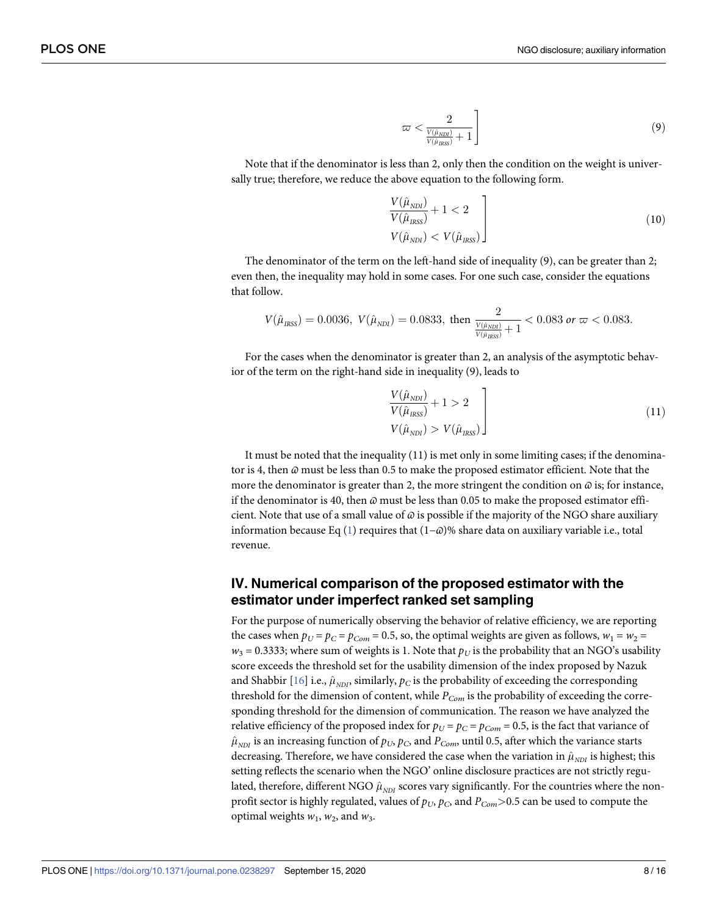$$\varpi < \frac{2}{\frac{V(\hat{\mu}_{NDI})}{V(\hat{\mu}_{IRSS})} + 1} \Bigg] \tag{9}$$

Note that if the denominator is less than 2, only then the condition on the weight is universally true; therefore, we reduce the above equation to the following form.

$$\left.\begin{array}{l} \frac{V(\hat{\mu}_{NDI})}{V(\hat{\mu}_{IRSS})} + 1 < 2 \\ V(\hat{\mu}_{NDI}) < V(\hat{\mu}_{IRSS}) \end{array}\right] \tag{10}$$

The denominator of the term on the left-hand side of inequality (9), can be greater than 2; even then, the inequality may hold in some cases. For one such case, consider the equations that follow.

$$V(\hat{\mu}_{IRSS}) = 0.0036,\ V(\hat{\mu}_{NDI}) = 0.0833,\ \text{then}\ \frac{2}{\frac{V(\hat{\mu}_{NDI})}{V(\hat{\mu}_{IRSS})} + 1} < 0.083\ or\ \varpi < 0.083.$$

For the cases when the denominator is greater than 2, an analysis of the asymptotic behavior of the term on the right-hand side in inequality (9), leads to

$$\left.\begin{array}{l} \frac{V(\hat{\mu}_{NDI})}{V(\hat{\mu}_{IRSS})} + 1 > 2 \\ V(\hat{\mu}_{NDI}) > V(\hat{\mu}_{IRSS}) \end{array}\right] \tag{11}$$

It must be noted that the inequality (11) is met only in some limiting cases; if the denominator is 4, then $\varpi$ must be less than 0.5 to make the proposed estimator efficient. Note that the more the denominator is greater than 2, the more stringent the condition on $\varpi$ is; for instance, if the denominator is 40, then $\varpi$ must be less than 0.05 to make the proposed estimator efficient. Note that use of a small value of $\varpi$ is possible if the majority of the NGO share auxiliary information because Eq (1) requires that $(1-\varpi)$% share data on auxiliary variable i.e., total revenue.

## IV. Numerical comparison of the proposed estimator with the estimator under imperfect ranked set sampling

For the purpose of numerically observing the behavior of relative efficiency, we are reporting the cases when $p_U = p_C = p_{Com} = 0.5$, so, the optimal weights are given as follows, $w_1 = w_2 = w_3 = 0.3333$; where sum of weights is 1. Note that $p_U$ is the probability that an NGO's usability score exceeds the threshold set for the usability dimension of the index proposed by Nazuk and Shabbir [16] i.e., $\hat{\mu}_{NDI}$, similarly, $p_C$ is the probability of exceeding the corresponding threshold for the dimension of content, while $P_{Com}$ is the probability of exceeding the corresponding threshold for the dimension of communication. The reason we have analyzed the relative efficiency of the proposed index for $p_U = p_C = p_{Com} = 0.5$, is the fact that variance of $\hat{\mu}_{NDI}$ is an increasing function of $p_U$, $p_C$, and $P_{Com}$, until 0.5, after which the variance starts decreasing. Therefore, we have considered the case when the variation in $\hat{\mu}_{NDI}$ is highest; this setting reflects the scenario when the NGO' online disclosure practices are not strictly regulated, therefore, different NGO $\hat{\mu}_{NDI}$ scores vary significantly. For the countries where the nonprofit sector is highly regulated, values of $p_U$, $p_C$, and $P_{Com}>0.5$ can be used to compute the optimal weights $w_1$, $w_2$, and $w_3$.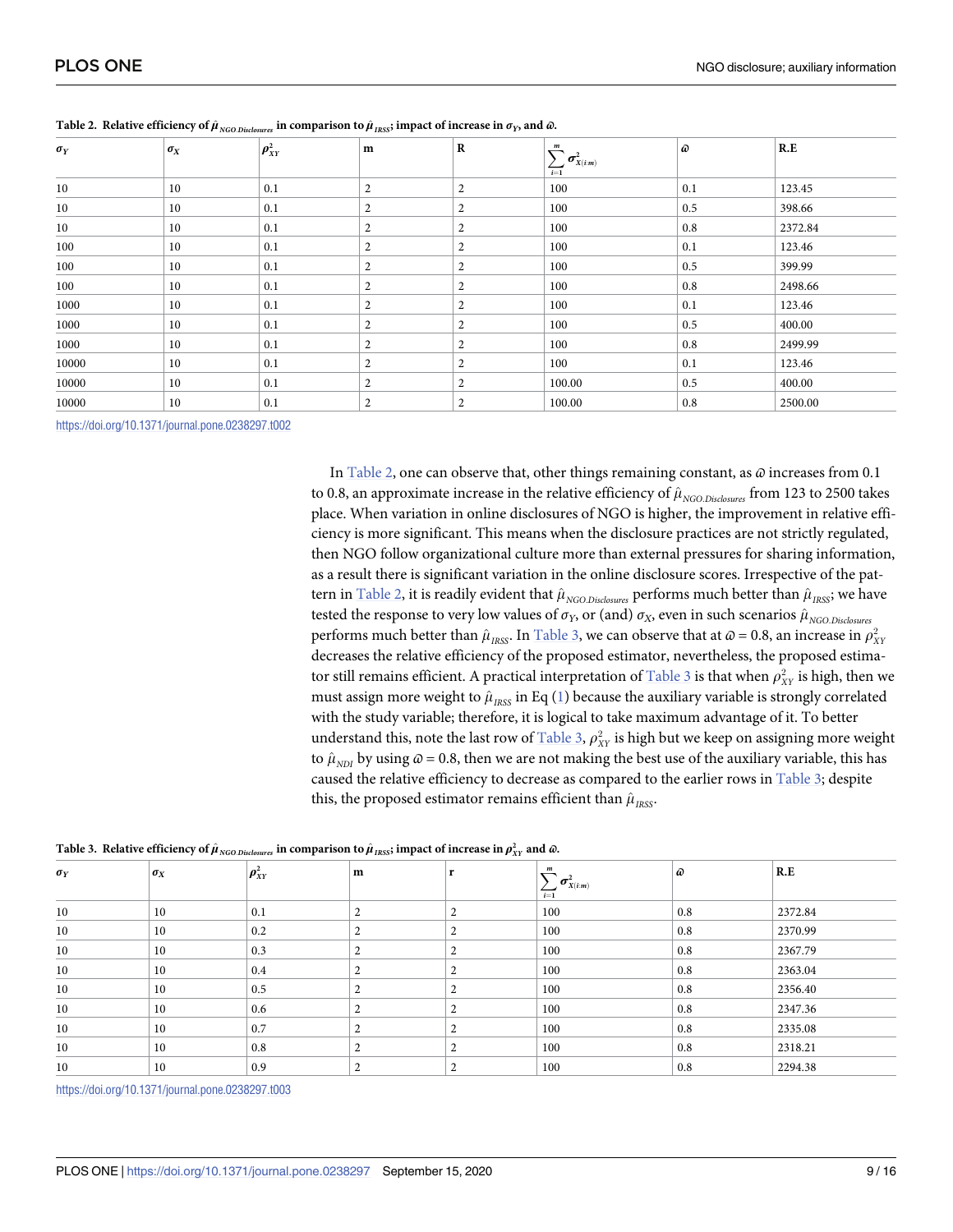**Table 2. Relative efficiency of $\hat{\mu}_{NGO.Disclosures}$ in comparison to $\hat{\mu}_{IRSS}$; impact of increase in $\sigma_Y$, and $\varpi$.**

| $\sigma_Y$ | $\sigma_X$ | $\rho^2_{XY}$ | m | R | $\sum_{i=1}^{m} \sigma^2_{X(i:m)}$ | $\varpi$ | R.E |
|---|---|---|---|---|---|---|---|
| 10 | 10 | 0.1 | 2 | 2 | 100 | 0.1 | 123.45 |
| 10 | 10 | 0.1 | 2 | 2 | 100 | 0.5 | 398.66 |
| 10 | 10 | 0.1 | 2 | 2 | 100 | 0.8 | 2372.84 |
| 100 | 10 | 0.1 | 2 | 2 | 100 | 0.1 | 123.46 |
| 100 | 10 | 0.1 | 2 | 2 | 100 | 0.5 | 399.99 |
| 100 | 10 | 0.1 | 2 | 2 | 100 | 0.8 | 2498.66 |
| 1000 | 10 | 0.1 | 2 | 2 | 100 | 0.1 | 123.46 |
| 1000 | 10 | 0.1 | 2 | 2 | 100 | 0.5 | 400.00 |
| 1000 | 10 | 0.1 | 2 | 2 | 100 | 0.8 | 2499.99 |
| 10000 | 10 | 0.1 | 2 | 2 | 100 | 0.1 | 123.46 |
| 10000 | 10 | 0.1 | 2 | 2 | 100.00 | 0.5 | 400.00 |
| 10000 | 10 | 0.1 | 2 | 2 | 100.00 | 0.8 | 2500.00 |

https://doi.org/10.1371/journal.pone.0238297.t002

In Table 2, one can observe that, other things remaining constant, as $\varpi$ increases from 0.1 to 0.8, an approximate increase in the relative efficiency of $\hat{\mu}_{NGO.Disclosures}$ from 123 to 2500 takes place. When variation in online disclosures of NGO is higher, the improvement in relative efficiency is more significant. This means when the disclosure practices are not strictly regulated, then NGO follow organizational culture more than external pressures for sharing information, as a result there is significant variation in the online disclosure scores. Irrespective of the pattern in Table 2, it is readily evident that $\hat{\mu}_{NGO.Disclosures}$ performs much better than $\hat{\mu}_{IRSS}$; we have tested the response to very low values of $\sigma_Y$, or (and) $\sigma_X$, even in such scenarios $\hat{\mu}_{NGO.Disclosures}$ performs much better than $\hat{\mu}_{IRSS}$. In Table 3, we can observe that at $\varpi = 0.8$, an increase in $\rho^2_{XY}$ decreases the relative efficiency of the proposed estimator, nevertheless, the proposed estimator still remains efficient. A practical interpretation of Table 3 is that when $\rho^2_{XY}$ is high, then we must assign more weight to $\hat{\mu}_{IRSS}$ in Eq (1) because the auxiliary variable is strongly correlated with the study variable; therefore, it is logical to take maximum advantage of it. To better understand this, note the last row of Table 3, $\rho^2_{XY}$ is high but we keep on assigning more weight to $\hat{\mu}_{NDI}$ by using $\varpi = 0.8$, then we are not making the best use of the auxiliary variable, this has caused the relative efficiency to decrease as compared to the earlier rows in Table 3; despite this, the proposed estimator remains efficient than $\hat{\mu}_{IRSS}$.

**Table 3. Relative efficiency of $\hat{\mu}_{NGO.Disclosures}$ in comparison to $\hat{\mu}_{IRSS}$; impact of increase in $\rho^2_{XY}$ and $\varpi$.**

| $\sigma_Y$ | $\sigma_X$ | $\rho^2_{XY}$ | m | r | $\sum_{i=1}^{m} \sigma^2_{X(i:m)}$ | $\varpi$ | R.E |
|---|---|---|---|---|---|---|---|
| 10 | 10 | 0.1 | 2 | 2 | 100 | 0.8 | 2372.84 |
| 10 | 10 | 0.2 | 2 | 2 | 100 | 0.8 | 2370.99 |
| 10 | 10 | 0.3 | 2 | 2 | 100 | 0.8 | 2367.79 |
| 10 | 10 | 0.4 | 2 | 2 | 100 | 0.8 | 2363.04 |
| 10 | 10 | 0.5 | 2 | 2 | 100 | 0.8 | 2356.40 |
| 10 | 10 | 0.6 | 2 | 2 | 100 | 0.8 | 2347.36 |
| 10 | 10 | 0.7 | 2 | 2 | 100 | 0.8 | 2335.08 |
| 10 | 10 | 0.8 | 2 | 2 | 100 | 0.8 | 2318.21 |
| 10 | 10 | 0.9 | 2 | 2 | 100 | 0.8 | 2294.38 |

https://doi.org/10.1371/journal.pone.0238297.t003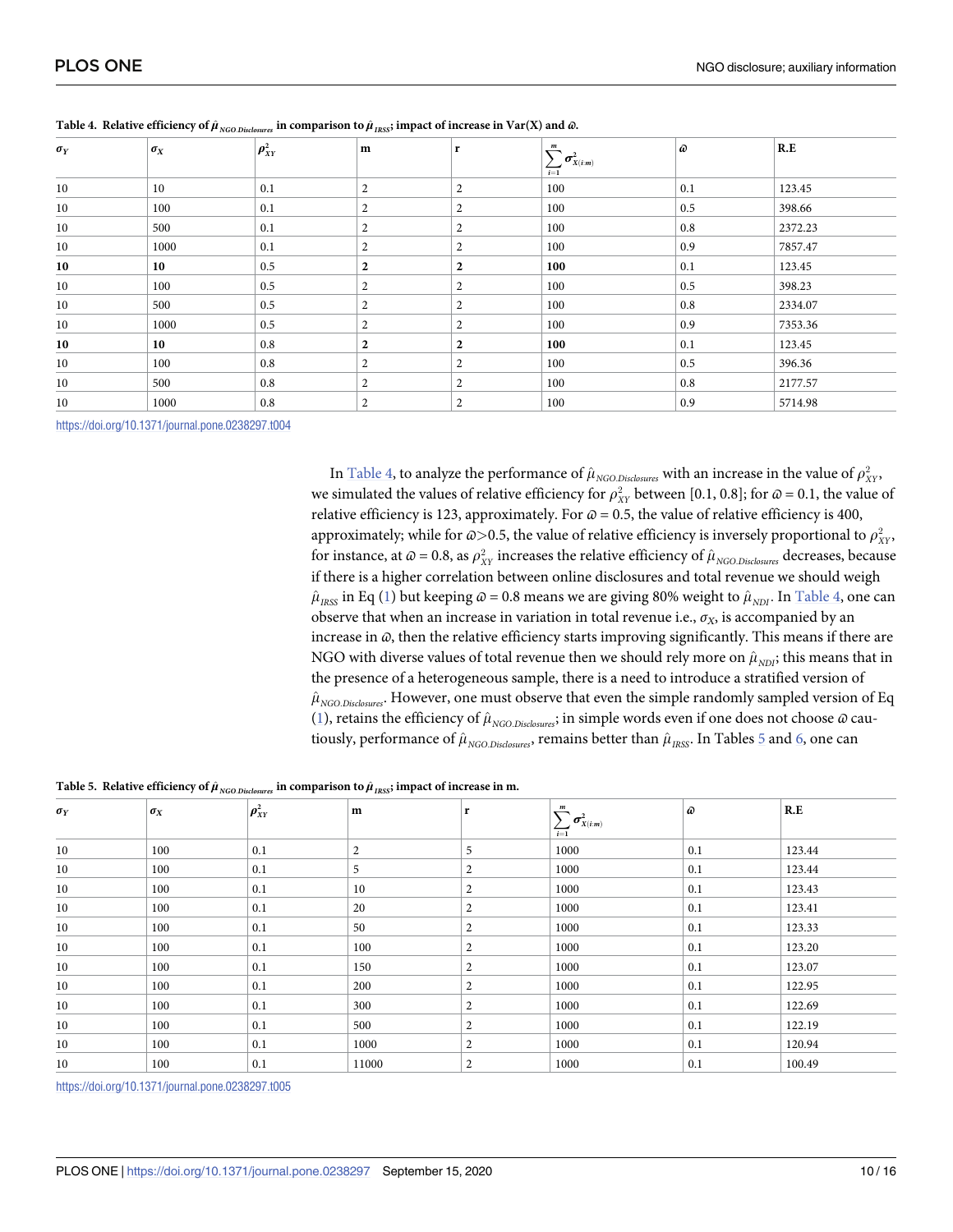**Table 4. Relative efficiency of $\hat{\mu}_{NGO.Disclosures}$ in comparison to $\hat{\mu}_{IRSS}$; impact of increase in Var(X) and $\varpi$.**

| $\sigma_Y$ | $\sigma_X$ | $\rho^2_{XY}$ | m | r | $\sum_{i=1}^{m} \sigma^2_{X(i:m)}$ | $\varpi$ | R.E |
|---|---|---|---|---|---|---|---|
| 10 | 10 | 0.1 | 2 | 2 | 100 | 0.1 | 123.45 |
| 10 | 100 | 0.1 | 2 | 2 | 100 | 0.5 | 398.66 |
| 10 | 500 | 0.1 | 2 | 2 | 100 | 0.8 | 2372.23 |
| 10 | 1000 | 0.1 | 2 | 2 | 100 | 0.9 | 7857.47 |
| **10** | **10** | 0.5 | **2** | **2** | **100** | 0.1 | 123.45 |
| 10 | 100 | 0.5 | 2 | 2 | 100 | 0.5 | 398.23 |
| 10 | 500 | 0.5 | 2 | 2 | 100 | 0.8 | 2334.07 |
| 10 | 1000 | 0.5 | 2 | 2 | 100 | 0.9 | 7353.36 |
| **10** | **10** | 0.8 | **2** | **2** | **100** | 0.1 | 123.45 |
| 10 | 100 | 0.8 | 2 | 2 | 100 | 0.5 | 396.36 |
| 10 | 500 | 0.8 | 2 | 2 | 100 | 0.8 | 2177.57 |
| 10 | 1000 | 0.8 | 2 | 2 | 100 | 0.9 | 5714.98 |

https://doi.org/10.1371/journal.pone.0238297.t004

In Table 4, to analyze the performance of $\hat{\mu}_{NGO.Disclosures}$ with an increase in the value of $\rho^2_{XY}$, we simulated the values of relative efficiency for $\rho^2_{XY}$ between [0.1, 0.8]; for $\varpi = 0.1$, the value of relative efficiency is 123, approximately. For $\varpi = 0.5$, the value of relative efficiency is 400, approximately; while for $\varpi > 0.5$, the value of relative efficiency is inversely proportional to $\rho^2_{XY}$, for instance, at $\varpi = 0.8$, as $\rho^2_{XY}$ increases the relative efficiency of $\hat{\mu}_{NGO.Disclosures}$ decreases, because if there is a higher correlation between online disclosures and total revenue we should weigh $\hat{\mu}_{IRSS}$ in Eq (1) but keeping $\varpi = 0.8$ means we are giving 80% weight to $\hat{\mu}_{NDI}$. In Table 4, one can observe that when an increase in variation in total revenue i.e., $\sigma_X$, is accompanied by an increase in $\varpi$, then the relative efficiency starts improving significantly. This means if there are NGO with diverse values of total revenue then we should rely more on $\hat{\mu}_{NDI}$; this means that in the presence of a heterogeneous sample, there is a need to introduce a stratified version of $\hat{\mu}_{NGO.Disclosures}$. However, one must observe that even the simple randomly sampled version of Eq (1), retains the efficiency of $\hat{\mu}_{NGO.Disclosures}$; in simple words even if one does not choose $\varpi$ cautiously, performance of $\hat{\mu}_{NGO.Disclosures}$, remains better than $\hat{\mu}_{IRSS}$. In Tables 5 and 6, one can

**Table 5. Relative efficiency of $\hat{\mu}_{NGO.Disclosures}$ in comparison to $\hat{\mu}_{IRSS}$; impact of increase in m.**

| $\sigma_Y$ | $\sigma_X$ | $\rho^2_{XY}$ | m | r | $\sum_{i=1}^{m} \sigma^2_{X(i:m)}$ | $\varpi$ | R.E |
|---|---|---|---|---|---|---|---|
| 10 | 100 | 0.1 | 2 | 5 | 1000 | 0.1 | 123.44 |
| 10 | 100 | 0.1 | 5 | 2 | 1000 | 0.1 | 123.44 |
| 10 | 100 | 0.1 | 10 | 2 | 1000 | 0.1 | 123.43 |
| 10 | 100 | 0.1 | 20 | 2 | 1000 | 0.1 | 123.41 |
| 10 | 100 | 0.1 | 50 | 2 | 1000 | 0.1 | 123.33 |
| 10 | 100 | 0.1 | 100 | 2 | 1000 | 0.1 | 123.20 |
| 10 | 100 | 0.1 | 150 | 2 | 1000 | 0.1 | 123.07 |
| 10 | 100 | 0.1 | 200 | 2 | 1000 | 0.1 | 122.95 |
| 10 | 100 | 0.1 | 300 | 2 | 1000 | 0.1 | 122.69 |
| 10 | 100 | 0.1 | 500 | 2 | 1000 | 0.1 | 122.19 |
| 10 | 100 | 0.1 | 1000 | 2 | 1000 | 0.1 | 120.94 |
| 10 | 100 | 0.1 | 11000 | 2 | 1000 | 0.1 | 100.49 |

https://doi.org/10.1371/journal.pone.0238297.t005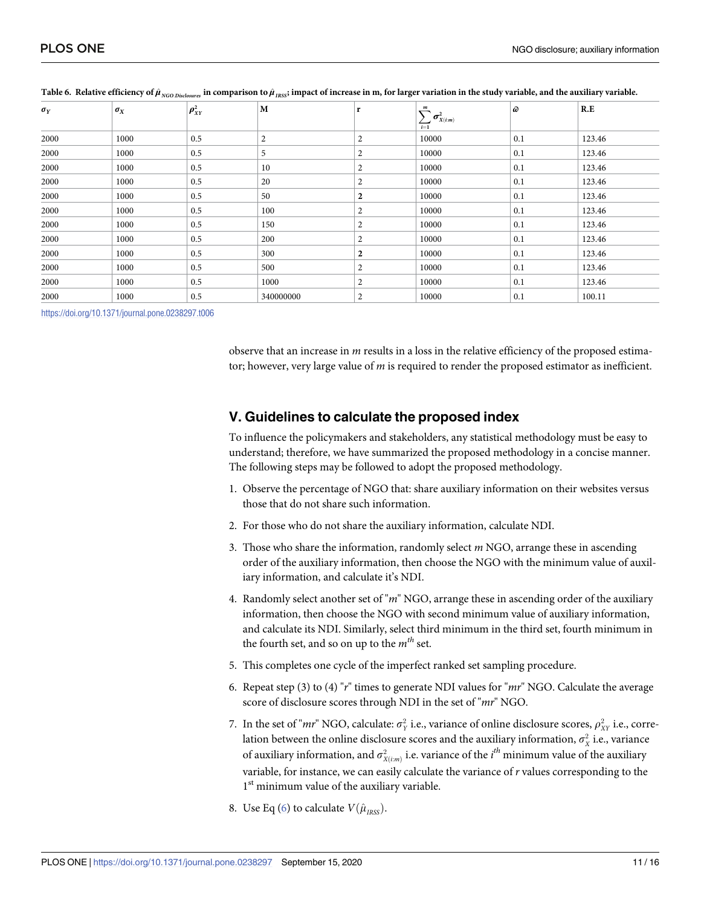**Table 6. Relative efficiency of $\hat{\mu}_{NGO\ Disclosures}$ in comparison to $\hat{\mu}_{IRSS}$; impact of increase in m, for larger variation in the study variable, and the auxiliary variable.**

| $\sigma_Y$ | $\sigma_X$ | $\rho^2_{XY}$ | M | r | $\sum_{i=1}^{m} \sigma^2_{X(i:m)}$ | $\omega$ | R.E |
|---|---|---|---|---|---|---|---|
| 2000 | 1000 | 0.5 | 2 | 2 | 10000 | 0.1 | 123.46 |
| 2000 | 1000 | 0.5 | 5 | 2 | 10000 | 0.1 | 123.46 |
| 2000 | 1000 | 0.5 | 10 | 2 | 10000 | 0.1 | 123.46 |
| 2000 | 1000 | 0.5 | 20 | 2 | 10000 | 0.1 | 123.46 |
| 2000 | 1000 | 0.5 | 50 | **2** | 10000 | 0.1 | 123.46 |
| 2000 | 1000 | 0.5 | 100 | 2 | 10000 | 0.1 | 123.46 |
| 2000 | 1000 | 0.5 | 150 | 2 | 10000 | 0.1 | 123.46 |
| 2000 | 1000 | 0.5 | 200 | 2 | 10000 | 0.1 | 123.46 |
| 2000 | 1000 | 0.5 | 300 | **2** | 10000 | 0.1 | 123.46 |
| 2000 | 1000 | 0.5 | 500 | 2 | 10000 | 0.1 | 123.46 |
| 2000 | 1000 | 0.5 | 1000 | 2 | 10000 | 0.1 | 123.46 |
| 2000 | 1000 | 0.5 | 340000000 | 2 | 10000 | 0.1 | 100.11 |

https://doi.org/10.1371/journal.pone.0238297.t006

observe that an increase in $m$ results in a loss in the relative efficiency of the proposed estimator; however, very large value of $m$ is required to render the proposed estimator as inefficient.

## V. Guidelines to calculate the proposed index

To influence the policymakers and stakeholders, any statistical methodology must be easy to understand; therefore, we have summarized the proposed methodology in a concise manner. The following steps may be followed to adopt the proposed methodology.

1. Observe the percentage of NGO that: share auxiliary information on their websites versus those that do not share such information.
2. For those who do not share the auxiliary information, calculate NDI.
3. Those who share the information, randomly select $m$ NGO, arrange these in ascending order of the auxiliary information, then choose the NGO with the minimum value of auxiliary information, and calculate it's NDI.
4. Randomly select another set of "$m$" NGO, arrange these in ascending order of the auxiliary information, then choose the NGO with second minimum value of auxiliary information, and calculate its NDI. Similarly, select third minimum in the third set, fourth minimum in the fourth set, and so on up to the $m^{th}$ set.
5. This completes one cycle of the imperfect ranked set sampling procedure.
6. Repeat step (3) to (4) "$r$" times to generate NDI values for "$mr$" NGO. Calculate the average score of disclosure scores through NDI in the set of "$mr$" NGO.
7. In the set of "$mr$" NGO, calculate: $\sigma^2_Y$ i.e., variance of online disclosure scores, $\rho^2_{XY}$ i.e., correlation between the online disclosure scores and the auxiliary information, $\sigma^2_X$ i.e., variance of auxiliary information, and $\sigma^2_{X(i:m)}$ i.e. variance of the $i^{th}$ minimum value of the auxiliary variable, for instance, we can easily calculate the variance of $r$ values corresponding to the 1st minimum value of the auxiliary variable.
8. Use Eq (6) to calculate $V(\hat{\mu}_{IRSS})$.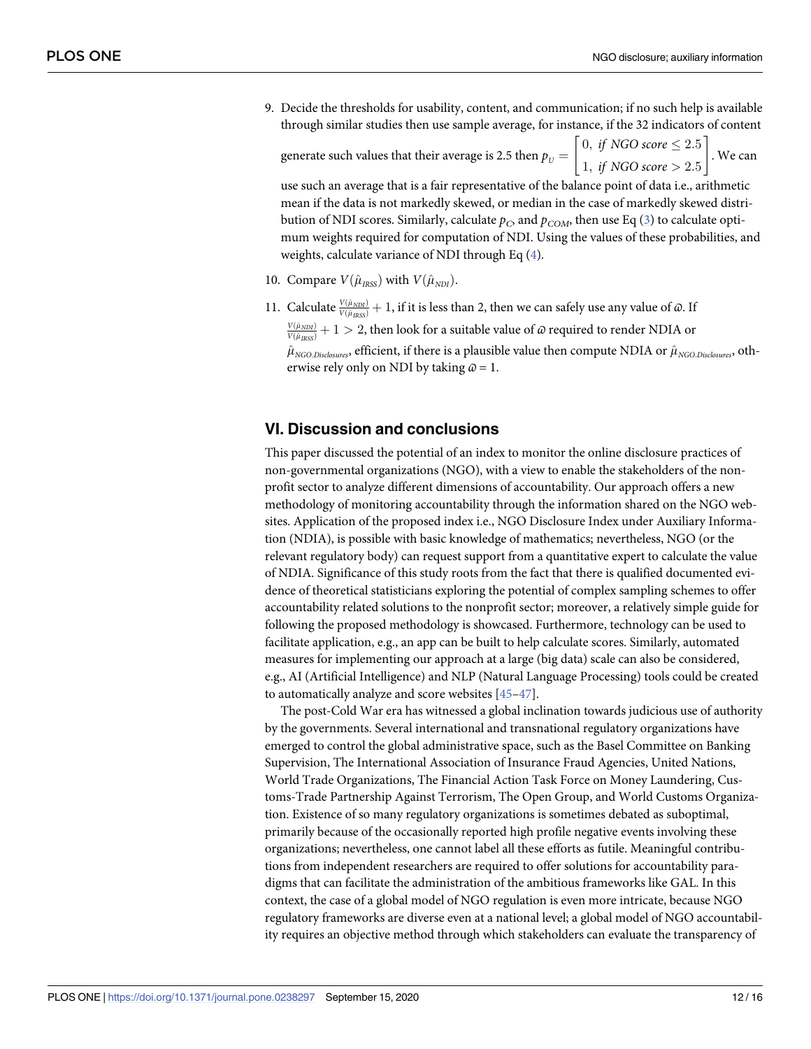9. Decide the thresholds for usability, content, and communication; if no such help is available through similar studies then use sample average, for instance, if the 32 indicators of content generate such values that their average is 2.5 then $p_U = \begin{bmatrix} 0, \ if \ NGO \ score \leq 2.5 \\ 1, \ if \ NGO \ score > 2.5 \end{bmatrix}$. We can use such an average that is a fair representative of the balance point of data i.e., arithmetic mean if the data is not markedly skewed, or median in the case of markedly skewed distribution of NDI scores. Similarly, calculate $p_C$, and $p_{COM}$, then use Eq (3) to calculate optimum weights required for computation of NDI. Using the values of these probabilities, and weights, calculate variance of NDI through Eq (4).

10. Compare $V(\hat{\mu}_{IRSS})$ with $V(\hat{\mu}_{NDI})$.

11. Calculate $\frac{V(\hat{\mu}_{NDI})}{V(\hat{\mu}_{IRSS})} + 1$, if it is less than 2, then we can safely use any value of $\varpi$. If $\frac{V(\hat{\mu}_{NDI})}{V(\hat{\mu}_{IRSS})} + 1 > 2$, then look for a suitable value of $\varpi$ required to render NDIA or $\hat{\mu}_{NGO.Disclosures}$, efficient, if there is a plausible value then compute NDIA or $\hat{\mu}_{NGO.Disclosures}$, otherwise rely only on NDI by taking $\varpi = 1$.

## VI. Discussion and conclusions

This paper discussed the potential of an index to monitor the online disclosure practices of non-governmental organizations (NGO), with a view to enable the stakeholders of the non-profit sector to analyze different dimensions of accountability. Our approach offers a new methodology of monitoring accountability through the information shared on the NGO websites. Application of the proposed index i.e., NGO Disclosure Index under Auxiliary Information (NDIA), is possible with basic knowledge of mathematics; nevertheless, NGO (or the relevant regulatory body) can request support from a quantitative expert to calculate the value of NDIA. Significance of this study roots from the fact that there is qualified documented evidence of theoretical statisticians exploring the potential of complex sampling schemes to offer accountability related solutions to the nonprofit sector; moreover, a relatively simple guide for following the proposed methodology is showcased. Furthermore, technology can be used to facilitate application, e.g., an app can be built to help calculate scores. Similarly, automated measures for implementing our approach at a large (big data) scale can also be considered, e.g., AI (Artificial Intelligence) and NLP (Natural Language Processing) tools could be created to automatically analyze and score websites [45–47].

The post-Cold War era has witnessed a global inclination towards judicious use of authority by the governments. Several international and transnational regulatory organizations have emerged to control the global administrative space, such as the Basel Committee on Banking Supervision, The International Association of Insurance Fraud Agencies, United Nations, World Trade Organizations, The Financial Action Task Force on Money Laundering, Customs-Trade Partnership Against Terrorism, The Open Group, and World Customs Organization. Existence of so many regulatory organizations is sometimes debated as suboptimal, primarily because of the occasionally reported high profile negative events involving these organizations; nevertheless, one cannot label all these efforts as futile. Meaningful contributions from independent researchers are required to offer solutions for accountability paradigms that can facilitate the administration of the ambitious frameworks like GAL. In this context, the case of a global model of NGO regulation is even more intricate, because NGO regulatory frameworks are diverse even at a national level; a global model of NGO accountability requires an objective method through which stakeholders can evaluate the transparency of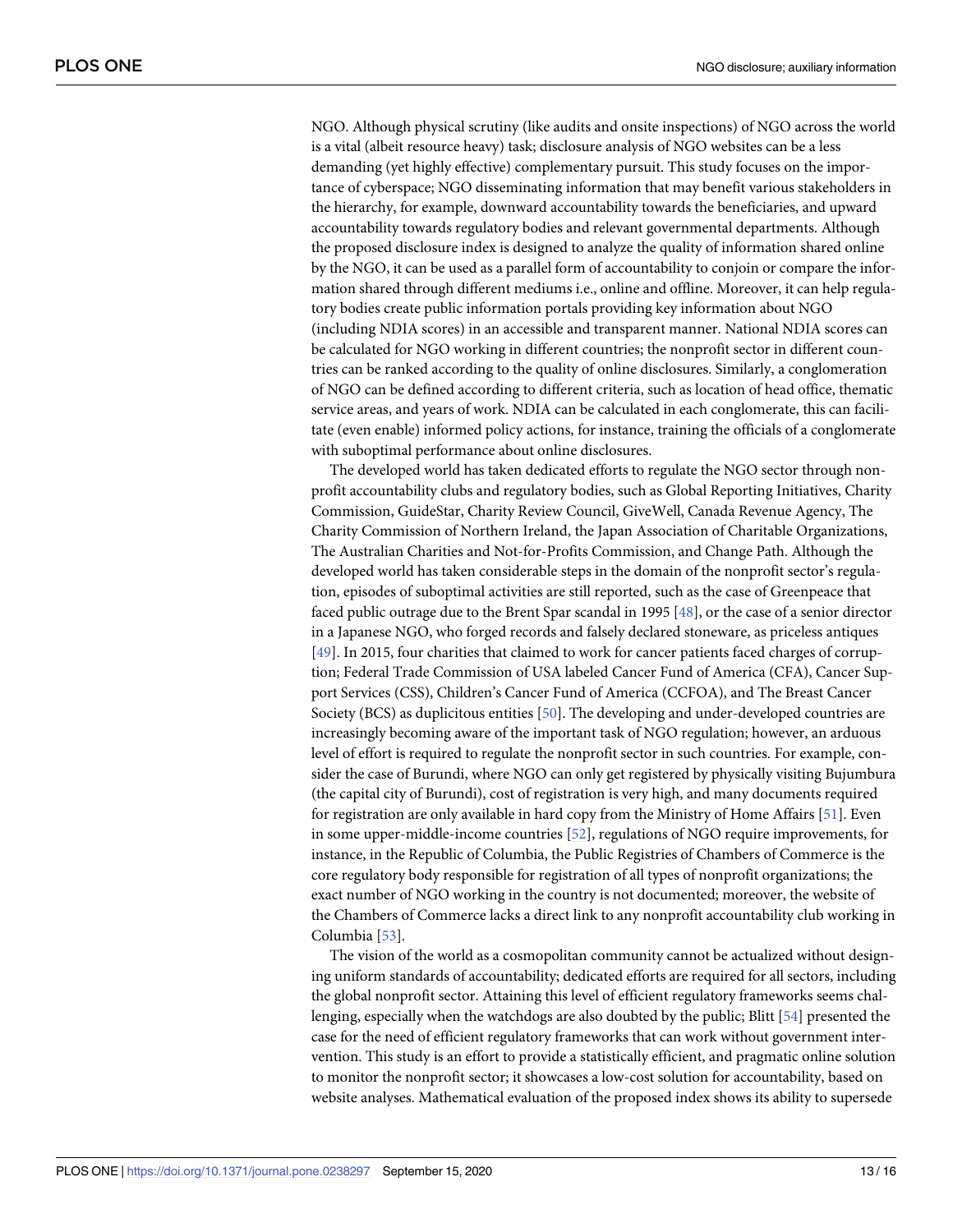NGO. Although physical scrutiny (like audits and onsite inspections) of NGO across the world is a vital (albeit resource heavy) task; disclosure analysis of NGO websites can be a less demanding (yet highly effective) complementary pursuit. This study focuses on the importance of cyberspace; NGO disseminating information that may benefit various stakeholders in the hierarchy, for example, downward accountability towards the beneficiaries, and upward accountability towards regulatory bodies and relevant governmental departments. Although the proposed disclosure index is designed to analyze the quality of information shared online by the NGO, it can be used as a parallel form of accountability to conjoin or compare the information shared through different mediums i.e., online and offline. Moreover, it can help regulatory bodies create public information portals providing key information about NGO (including NDIA scores) in an accessible and transparent manner. National NDIA scores can be calculated for NGO working in different countries; the nonprofit sector in different countries can be ranked according to the quality of online disclosures. Similarly, a conglomeration of NGO can be defined according to different criteria, such as location of head office, thematic service areas, and years of work. NDIA can be calculated in each conglomerate, this can facilitate (even enable) informed policy actions, for instance, training the officials of a conglomerate with suboptimal performance about online disclosures.

The developed world has taken dedicated efforts to regulate the NGO sector through nonprofit accountability clubs and regulatory bodies, such as Global Reporting Initiatives, Charity Commission, GuideStar, Charity Review Council, GiveWell, Canada Revenue Agency, The Charity Commission of Northern Ireland, the Japan Association of Charitable Organizations, The Australian Charities and Not-for-Profits Commission, and Change Path. Although the developed world has taken considerable steps in the domain of the nonprofit sector's regulation, episodes of suboptimal activities are still reported, such as the case of Greenpeace that faced public outrage due to the Brent Spar scandal in 1995 [48], or the case of a senior director in a Japanese NGO, who forged records and falsely declared stoneware, as priceless antiques [49]. In 2015, four charities that claimed to work for cancer patients faced charges of corruption; Federal Trade Commission of USA labeled Cancer Fund of America (CFA), Cancer Support Services (CSS), Children's Cancer Fund of America (CCFOA), and The Breast Cancer Society (BCS) as duplicitous entities [50]. The developing and under-developed countries are increasingly becoming aware of the important task of NGO regulation; however, an arduous level of effort is required to regulate the nonprofit sector in such countries. For example, consider the case of Burundi, where NGO can only get registered by physically visiting Bujumbura (the capital city of Burundi), cost of registration is very high, and many documents required for registration are only available in hard copy from the Ministry of Home Affairs [51]. Even in some upper-middle-income countries [52], regulations of NGO require improvements, for instance, in the Republic of Columbia, the Public Registries of Chambers of Commerce is the core regulatory body responsible for registration of all types of nonprofit organizations; the exact number of NGO working in the country is not documented; moreover, the website of the Chambers of Commerce lacks a direct link to any nonprofit accountability club working in Columbia [53].

The vision of the world as a cosmopolitan community cannot be actualized without designing uniform standards of accountability; dedicated efforts are required for all sectors, including the global nonprofit sector. Attaining this level of efficient regulatory frameworks seems challenging, especially when the watchdogs are also doubted by the public; Blitt [54] presented the case for the need of efficient regulatory frameworks that can work without government intervention. This study is an effort to provide a statistically efficient, and pragmatic online solution to monitor the nonprofit sector; it showcases a low-cost solution for accountability, based on website analyses. Mathematical evaluation of the proposed index shows its ability to supersede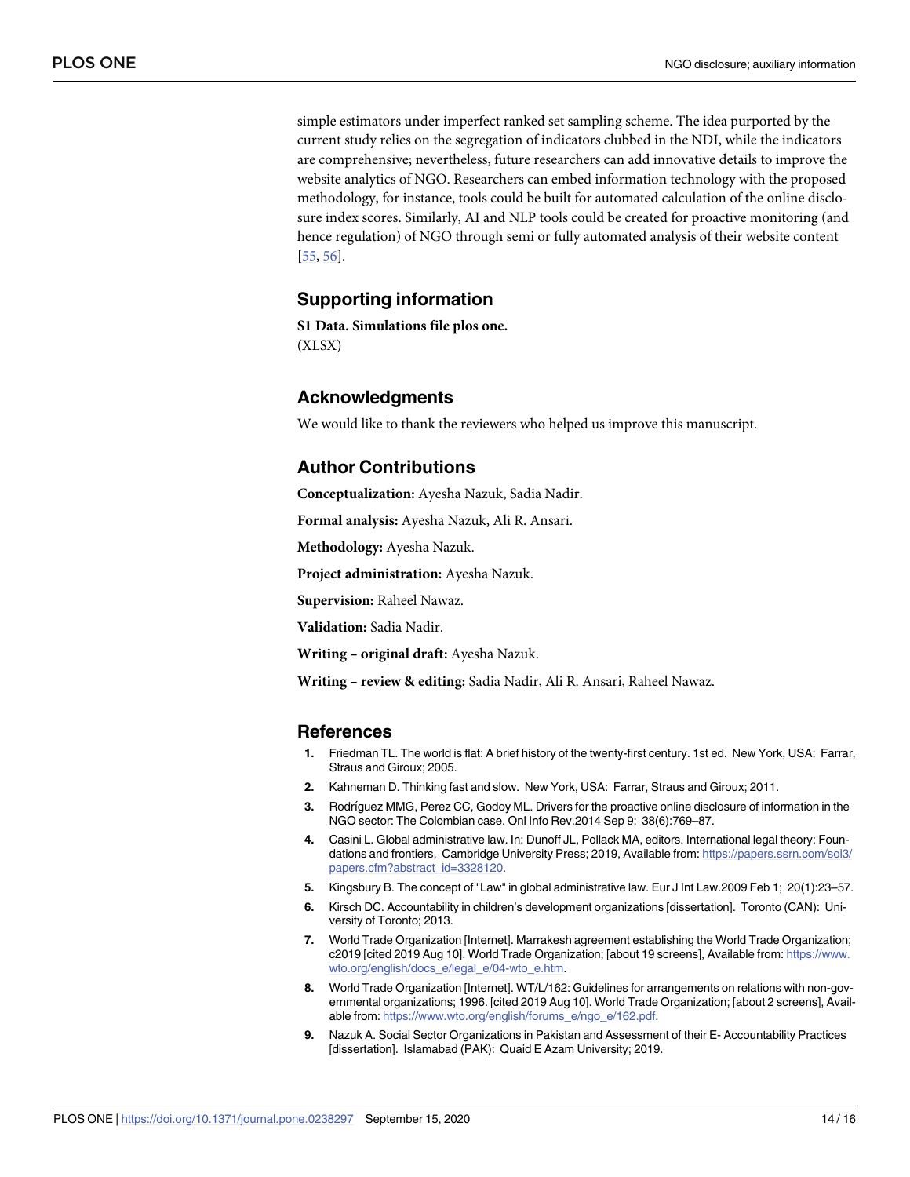simple estimators under imperfect ranked set sampling scheme. The idea purported by the current study relies on the segregation of indicators clubbed in the NDI, while the indicators are comprehensive; nevertheless, future researchers can add innovative details to improve the website analytics of NGO. Researchers can embed information technology with the proposed methodology, for instance, tools could be built for automated calculation of the online disclosure index scores. Similarly, AI and NLP tools could be created for proactive monitoring (and hence regulation) of NGO through semi or fully automated analysis of their website content [55, 56].

## Supporting information

**S1 Data. Simulations file plos one.**
(XLSX)

## Acknowledgments

We would like to thank the reviewers who helped us improve this manuscript.

## Author Contributions

**Conceptualization:** Ayesha Nazuk, Sadia Nadir.

**Formal analysis:** Ayesha Nazuk, Ali R. Ansari.

**Methodology:** Ayesha Nazuk.

**Project administration:** Ayesha Nazuk.

**Supervision:** Raheel Nawaz.

**Validation:** Sadia Nadir.

**Writing – original draft:** Ayesha Nazuk.

**Writing – review & editing:** Sadia Nadir, Ali R. Ansari, Raheel Nawaz.

## References

1. Friedman TL. The world is flat: A brief history of the twenty-first century. 1st ed. New York, USA: Farrar, Straus and Giroux; 2005.
2. Kahneman D. Thinking fast and slow. New York, USA: Farrar, Straus and Giroux; 2011.
3. Rodríguez MMG, Perez CC, Godoy ML. Drivers for the proactive online disclosure of information in the NGO sector: The Colombian case. Onl Info Rev.2014 Sep 9; 38(6):769–87.
4. Casini L. Global administrative law. In: Dunoff JL, Pollack MA, editors. International legal theory: Foundations and frontiers, Cambridge University Press; 2019, Available from: https://papers.ssrn.com/sol3/papers.cfm?abstract_id=3328120.
5. Kingsbury B. The concept of "Law" in global administrative law. Eur J Int Law.2009 Feb 1; 20(1):23–57.
6. Kirsch DC. Accountability in children's development organizations [dissertation]. Toronto (CAN): University of Toronto; 2013.
7. World Trade Organization [Internet]. Marrakesh agreement establishing the World Trade Organization; c2019 [cited 2019 Aug 10]. World Trade Organization; [about 19 screens], Available from: https://www.wto.org/english/docs_e/legal_e/04-wto_e.htm.
8. World Trade Organization [Internet]. WT/L/162: Guidelines for arrangements on relations with non-governmental organizations; 1996. [cited 2019 Aug 10]. World Trade Organization; [about 2 screens], Available from: https://www.wto.org/english/forums_e/ngo_e/162.pdf.
9. Nazuk A. Social Sector Organizations in Pakistan and Assessment of their E- Accountability Practices [dissertation]. Islamabad (PAK): Quaid E Azam University; 2019.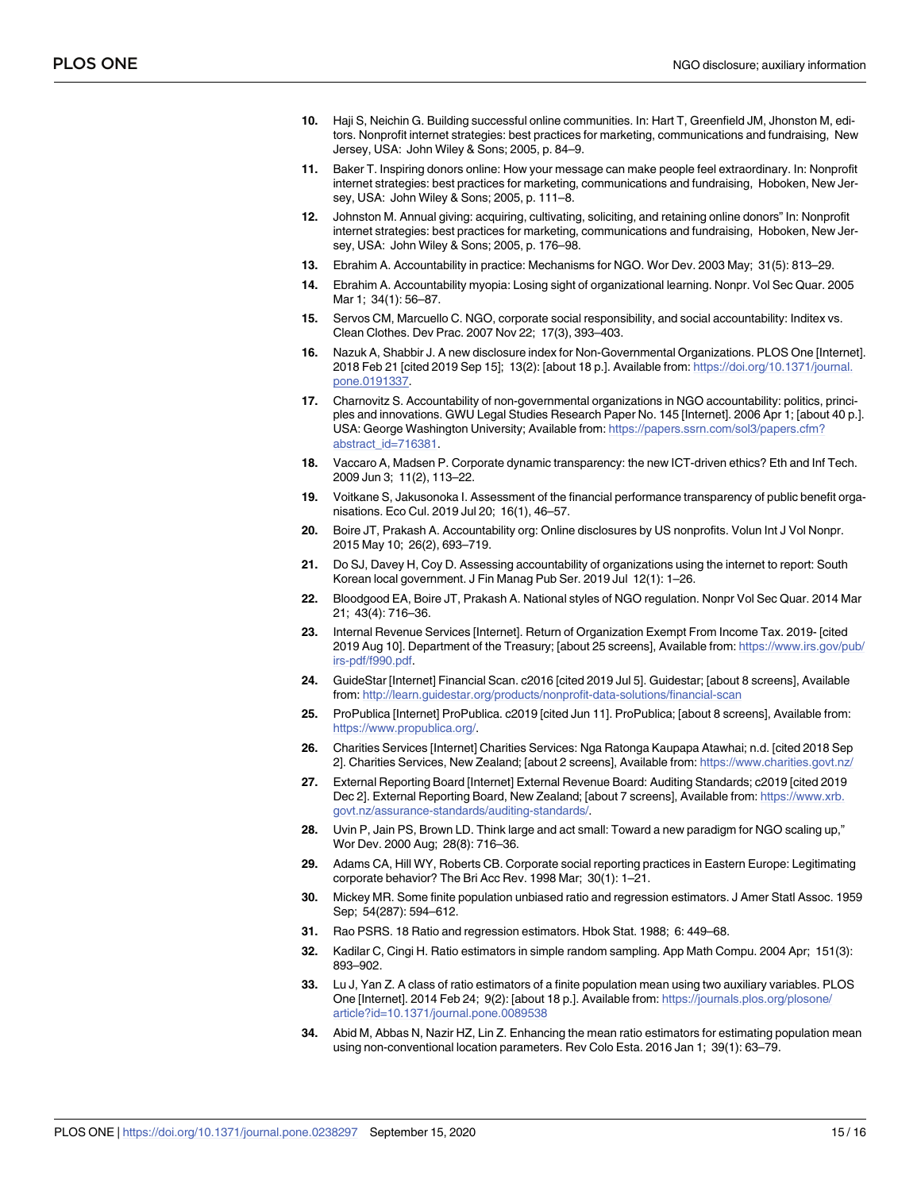10. Haji S, Neichin G. Building successful online communities. In: Hart T, Greenfield JM, Jhonston M, editors. Nonprofit internet strategies: best practices for marketing, communications and fundraising, New Jersey, USA: John Wiley & Sons; 2005, p. 84–9.
11. Baker T. Inspiring donors online: How your message can make people feel extraordinary. In: Nonprofit internet strategies: best practices for marketing, communications and fundraising, Hoboken, New Jersey, USA: John Wiley & Sons; 2005, p. 111–8.
12. Johnston M. Annual giving: acquiring, cultivating, soliciting, and retaining online donors" In: Nonprofit internet strategies: best practices for marketing, communications and fundraising, Hoboken, New Jersey, USA: John Wiley & Sons; 2005, p. 176–98.
13. Ebrahim A. Accountability in practice: Mechanisms for NGO. Wor Dev. 2003 May; 31(5): 813–29.
14. Ebrahim A. Accountability myopia: Losing sight of organizational learning. Nonpr. Vol Sec Quar. 2005 Mar 1; 34(1): 56–87.
15. Servos CM, Marcuello C. NGO, corporate social responsibility, and social accountability: Inditex vs. Clean Clothes. Dev Prac. 2007 Nov 22; 17(3), 393–403.
16. Nazuk A, Shabbir J. A new disclosure index for Non-Governmental Organizations. PLOS One [Internet]. 2018 Feb 21 [cited 2019 Sep 15]; 13(2): [about 18 p.]. Available from: https://doi.org/10.1371/journal.pone.0191337.
17. Charnovitz S. Accountability of non-governmental organizations in NGO accountability: politics, principles and innovations. GWU Legal Studies Research Paper No. 145 [Internet]. 2006 Apr 1; [about 40 p.]. USA: George Washington University; Available from: https://papers.ssrn.com/sol3/papers.cfm?abstract_id=716381.
18. Vaccaro A, Madsen P. Corporate dynamic transparency: the new ICT-driven ethics? Eth and Inf Tech. 2009 Jun 3; 11(2), 113–22.
19. Voitkane S, Jakusonoka I. Assessment of the financial performance transparency of public benefit organisations. Eco Cul. 2019 Jul 20; 16(1), 46–57.
20. Boire JT, Prakash A. Accountability org: Online disclosures by US nonprofits. Volun Int J Vol Nonpr. 2015 May 10; 26(2), 693–719.
21. Do SJ, Davey H, Coy D. Assessing accountability of organizations using the internet to report: South Korean local government. J Fin Manag Pub Ser. 2019 Jul 12(1): 1–26.
22. Bloodgood EA, Boire JT, Prakash A. National styles of NGO regulation. Nonpr Vol Sec Quar. 2014 Mar 21; 43(4): 716–36.
23. Internal Revenue Services [Internet]. Return of Organization Exempt From Income Tax. 2019- [cited 2019 Aug 10]. Department of the Treasury; [about 25 screens], Available from: https://www.irs.gov/pub/irs-pdf/f990.pdf.
24. GuideStar [Internet] Financial Scan. c2016 [cited 2019 Jul 5]. Guidestar; [about 8 screens], Available from: http://learn.guidestar.org/products/nonprofit-data-solutions/financial-scan
25. ProPublica [Internet] ProPublica. c2019 [cited Jun 11]. ProPublica; [about 8 screens], Available from: https://www.propublica.org/.
26. Charities Services [Internet] Charities Services: Nga Ratonga Kaupapa Atawhai; n.d. [cited 2018 Sep 2]. Charities Services, New Zealand; [about 2 screens], Available from: https://www.charities.govt.nz/
27. External Reporting Board [Internet] External Revenue Board: Auditing Standards; c2019 [cited 2019 Dec 2]. External Reporting Board, New Zealand; [about 7 screens], Available from: https://www.xrb.govt.nz/assurance-standards/auditing-standards/.
28. Uvin P, Jain PS, Brown LD. Think large and act small: Toward a new paradigm for NGO scaling up," Wor Dev. 2000 Aug; 28(8): 716–36.
29. Adams CA, Hill WY, Roberts CB. Corporate social reporting practices in Eastern Europe: Legitimating corporate behavior? The Bri Acc Rev. 1998 Mar; 30(1): 1–21.
30. Mickey MR. Some finite population unbiased ratio and regression estimators. J Amer Statl Assoc. 1959 Sep; 54(287): 594–612.
31. Rao PSRS. 18 Ratio and regression estimators. Hbok Stat. 1988; 6: 449–68.
32. Kadilar C, Cingi H. Ratio estimators in simple random sampling. App Math Compu. 2004 Apr; 151(3): 893–902.
33. Lu J, Yan Z. A class of ratio estimators of a finite population mean using two auxiliary variables. PLOS One [Internet]. 2014 Feb 24; 9(2): [about 18 p.]. Available from: https://journals.plos.org/plosone/article?id=10.1371/journal.pone.0089538
34. Abid M, Abbas N, Nazir HZ, Lin Z. Enhancing the mean ratio estimators for estimating population mean using non-conventional location parameters. Rev Colo Esta. 2016 Jan 1; 39(1): 63–79.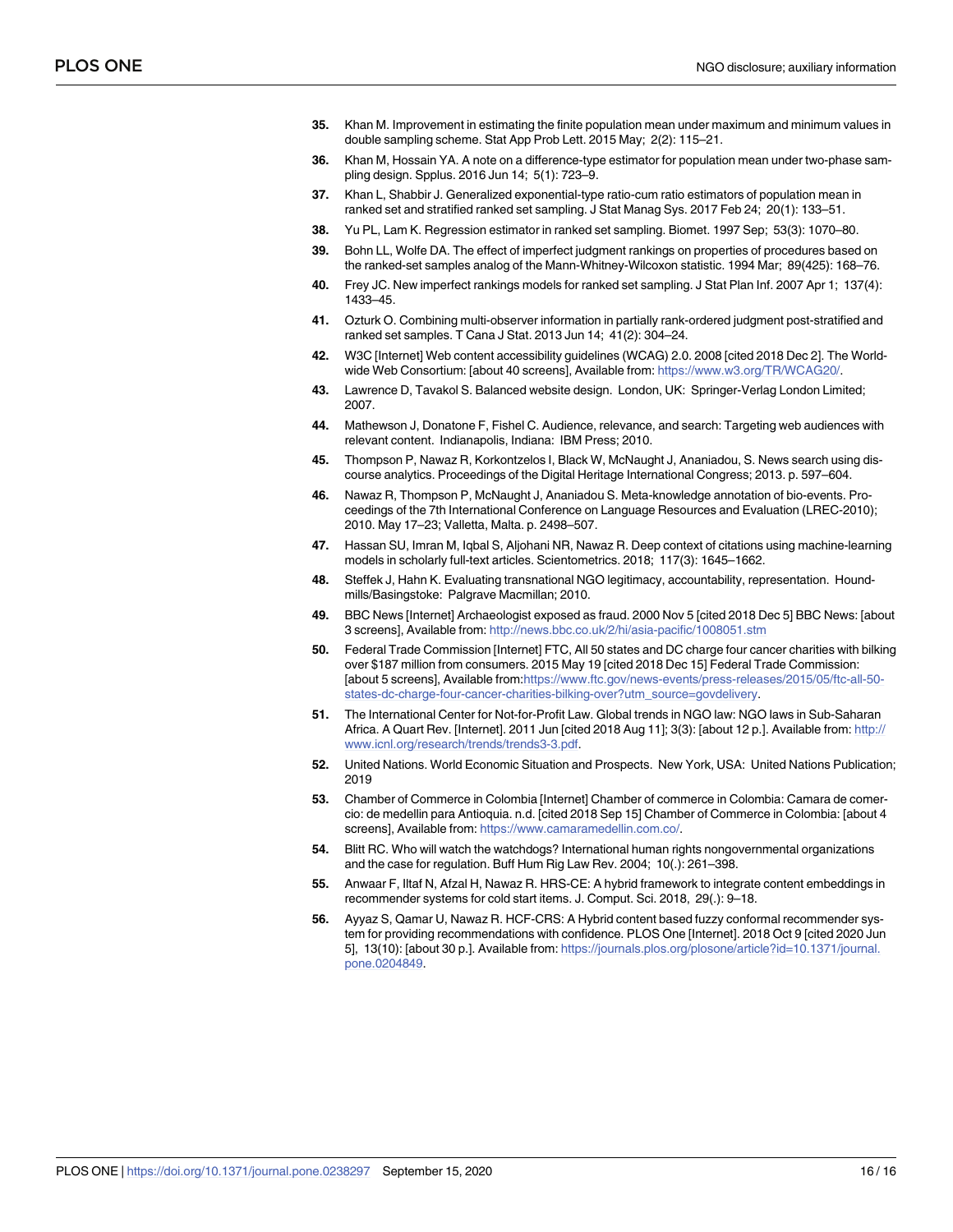35. Khan M. Improvement in estimating the finite population mean under maximum and minimum values in double sampling scheme. Stat App Prob Lett. 2015 May; 2(2): 115–21.
36. Khan M, Hossain YA. A note on a difference-type estimator for population mean under two-phase sampling design. Spplus. 2016 Jun 14; 5(1): 723–9.
37. Khan L, Shabbir J. Generalized exponential-type ratio-cum ratio estimators of population mean in ranked set and stratified ranked set sampling. J Stat Manag Sys. 2017 Feb 24; 20(1): 133–51.
38. Yu PL, Lam K. Regression estimator in ranked set sampling. Biomet. 1997 Sep; 53(3): 1070–80.
39. Bohn LL, Wolfe DA. The effect of imperfect judgment rankings on properties of procedures based on the ranked-set samples analog of the Mann-Whitney-Wilcoxon statistic. 1994 Mar; 89(425): 168–76.
40. Frey JC. New imperfect rankings models for ranked set sampling. J Stat Plan Inf. 2007 Apr 1; 137(4): 1433–45.
41. Ozturk O. Combining multi-observer information in partially rank-ordered judgment post-stratified and ranked set samples. T Cana J Stat. 2013 Jun 14; 41(2): 304–24.
42. W3C [Internet] Web content accessibility guidelines (WCAG) 2.0. 2008 [cited 2018 Dec 2]. The World-wide Web Consortium: [about 40 screens], Available from: https://www.w3.org/TR/WCAG20/.
43. Lawrence D, Tavakol S. Balanced website design. London, UK: Springer-Verlag London Limited; 2007.
44. Mathewson J, Donatone F, Fishel C. Audience, relevance, and search: Targeting web audiences with relevant content. Indianapolis, Indiana: IBM Press; 2010.
45. Thompson P, Nawaz R, Korkontzelos I, Black W, McNaught J, Ananiadou, S. News search using discourse analytics. Proceedings of the Digital Heritage International Congress; 2013. p. 597–604.
46. Nawaz R, Thompson P, McNaught J, Ananiadou S. Meta-knowledge annotation of bio-events. Proceedings of the 7th International Conference on Language Resources and Evaluation (LREC-2010); 2010. May 17–23; Valletta, Malta. p. 2498–507.
47. Hassan SU, Imran M, Iqbal S, Aljohani NR, Nawaz R. Deep context of citations using machine-learning models in scholarly full-text articles. Scientometrics. 2018; 117(3): 1645–1662.
48. Steffek J, Hahn K. Evaluating transnational NGO legitimacy, accountability, representation. Houndmills/Basingstoke: Palgrave Macmillan; 2010.
49. BBC News [Internet] Archaeologist exposed as fraud. 2000 Nov 5 [cited 2018 Dec 5] BBC News: [about 3 screens], Available from: http://news.bbc.co.uk/2/hi/asia-pacific/1008051.stm
50. Federal Trade Commission [Internet] FTC, All 50 states and DC charge four cancer charities with bilking over $187 million from consumers. 2015 May 19 [cited 2018 Dec 15] Federal Trade Commission: [about 5 screens], Available from:https://www.ftc.gov/news-events/press-releases/2015/05/ftc-all-50-states-dc-charge-four-cancer-charities-bilking-over?utm_source=govdelivery.
51. The International Center for Not-for-Profit Law. Global trends in NGO law: NGO laws in Sub-Saharan Africa. A Quart Rev. [Internet]. 2011 Jun [cited 2018 Aug 11]; 3(3): [about 12 p.]. Available from: http://www.icnl.org/research/trends/trends3-3.pdf.
52. United Nations. World Economic Situation and Prospects. New York, USA: United Nations Publication; 2019
53. Chamber of Commerce in Colombia [Internet] Chamber of commerce in Colombia: Camara de comercio: de medellin para Antioquia. n.d. [cited 2018 Sep 15] Chamber of Commerce in Colombia: [about 4 screens], Available from: https://www.camaramedellin.com.co/.
54. Blitt RC. Who will watch the watchdogs? International human rights nongovernmental organizations and the case for regulation. Buff Hum Rig Law Rev. 2004; 10(.): 261–398.
55. Anwaar F, Iltaf N, Afzal H, Nawaz R. HRS-CE: A hybrid framework to integrate content embeddings in recommender systems for cold start items. J. Comput. Sci. 2018, 29(.): 9–18.
56. Ayyaz S, Qamar U, Nawaz R. HCF-CRS: A Hybrid content based fuzzy conformal recommender system for providing recommendations with confidence. PLOS One [Internet]. 2018 Oct 9 [cited 2020 Jun 5], 13(10): [about 30 p.]. Available from: https://journals.plos.org/plosone/article?id=10.1371/journal.pone.0204849.